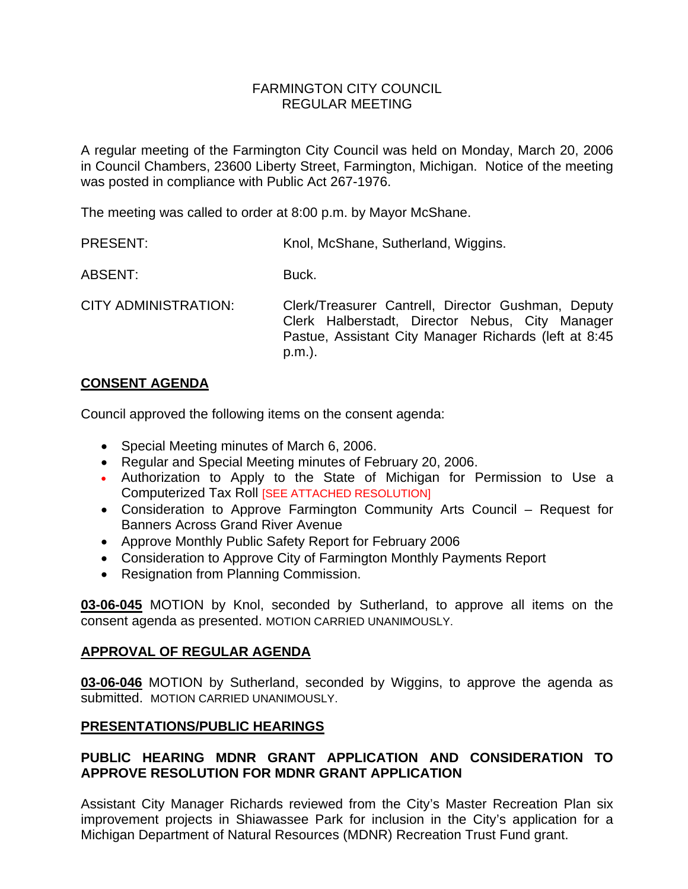# FARMINGTON CITY COUNCIL
## REGULAR MEETING

A regular meeting of the Farmington City Council was held on Monday, March 20, 2006 in Council Chambers, 23600 Liberty Street, Farmington, Michigan. Notice of the meeting was posted in compliance with Public Act 267-1976.

The meeting was called to order at 8:00 p.m. by Mayor McShane.

| | |
|---|---|
| PRESENT: | Knol, McShane, Sutherland, Wiggins. |
| ABSENT: | Buck. |
| CITY ADMINISTRATION: | Clerk/Treasurer Cantrell, Director Gushman, Deputy Clerk Halberstadt, Director Nebus, City Manager Pastue, Assistant City Manager Richards (left at 8:45 p.m.). |

## CONSENT AGENDA

Council approved the following items on the consent agenda:

- Special Meeting minutes of March 6, 2006.
- Regular and Special Meeting minutes of February 20, 2006.
- Authorization to Apply to the State of Michigan for Permission to Use a Computerized Tax Roll [SEE ATTACHED RESOLUTION]
- Consideration to Approve Farmington Community Arts Council – Request for Banners Across Grand River Avenue
- Approve Monthly Public Safety Report for February 2006
- Consideration to Approve City of Farmington Monthly Payments Report
- Resignation from Planning Commission.

**03-06-045** MOTION by Knol, seconded by Sutherland, to approve all items on the consent agenda as presented. MOTION CARRIED UNANIMOUSLY.

## APPROVAL OF REGULAR AGENDA

**03-06-046** MOTION by Sutherland, seconded by Wiggins, to approve the agenda as submitted. MOTION CARRIED UNANIMOUSLY.

## PRESENTATIONS/PUBLIC HEARINGS

### PUBLIC HEARING MDNR GRANT APPLICATION AND CONSIDERATION TO APPROVE RESOLUTION FOR MDNR GRANT APPLICATION

Assistant City Manager Richards reviewed from the City's Master Recreation Plan six improvement projects in Shiawassee Park for inclusion in the City's application for a Michigan Department of Natural Resources (MDNR) Recreation Trust Fund grant.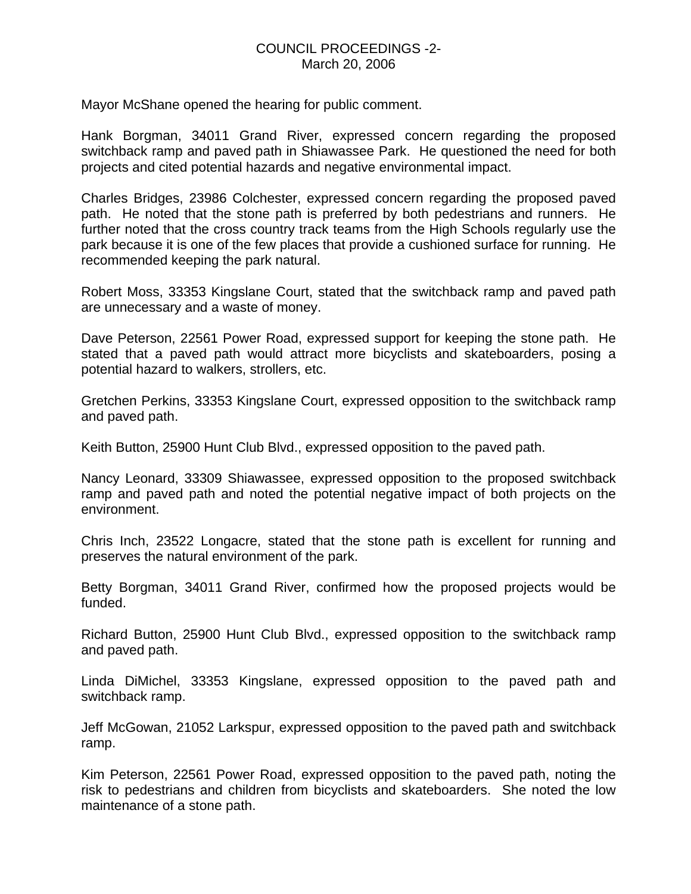Mayor McShane opened the hearing for public comment.

Hank Borgman, 34011 Grand River, expressed concern regarding the proposed switchback ramp and paved path in Shiawassee Park. He questioned the need for both projects and cited potential hazards and negative environmental impact.

Charles Bridges, 23986 Colchester, expressed concern regarding the proposed paved path. He noted that the stone path is preferred by both pedestrians and runners. He further noted that the cross country track teams from the High Schools regularly use the park because it is one of the few places that provide a cushioned surface for running. He recommended keeping the park natural.

Robert Moss, 33353 Kingslane Court, stated that the switchback ramp and paved path are unnecessary and a waste of money.

Dave Peterson, 22561 Power Road, expressed support for keeping the stone path. He stated that a paved path would attract more bicyclists and skateboarders, posing a potential hazard to walkers, strollers, etc.

Gretchen Perkins, 33353 Kingslane Court, expressed opposition to the switchback ramp and paved path.

Keith Button, 25900 Hunt Club Blvd., expressed opposition to the paved path.

Nancy Leonard, 33309 Shiawassee, expressed opposition to the proposed switchback ramp and paved path and noted the potential negative impact of both projects on the environment.

Chris Inch, 23522 Longacre, stated that the stone path is excellent for running and preserves the natural environment of the park.

Betty Borgman, 34011 Grand River, confirmed how the proposed projects would be funded.

Richard Button, 25900 Hunt Club Blvd., expressed opposition to the switchback ramp and paved path.

Linda DiMichel, 33353 Kingslane, expressed opposition to the paved path and switchback ramp.

Jeff McGowan, 21052 Larkspur, expressed opposition to the paved path and switchback ramp.

Kim Peterson, 22561 Power Road, expressed opposition to the paved path, noting the risk to pedestrians and children from bicyclists and skateboarders. She noted the low maintenance of a stone path.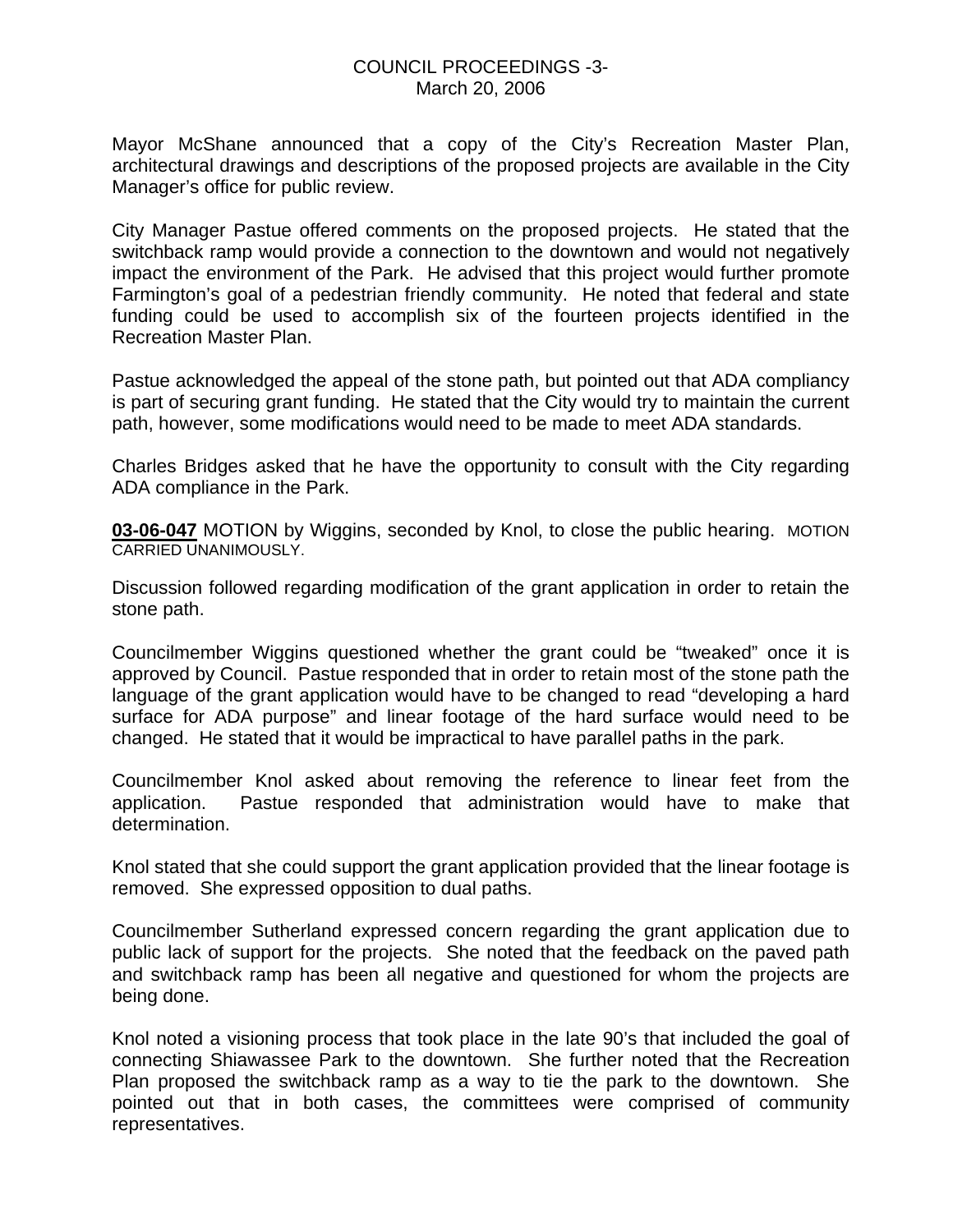Mayor McShane announced that a copy of the City's Recreation Master Plan, architectural drawings and descriptions of the proposed projects are available in the City Manager's office for public review.

City Manager Pastue offered comments on the proposed projects. He stated that the switchback ramp would provide a connection to the downtown and would not negatively impact the environment of the Park. He advised that this project would further promote Farmington's goal of a pedestrian friendly community. He noted that federal and state funding could be used to accomplish six of the fourteen projects identified in the Recreation Master Plan.

Pastue acknowledged the appeal of the stone path, but pointed out that ADA compliancy is part of securing grant funding. He stated that the City would try to maintain the current path, however, some modifications would need to be made to meet ADA standards.

Charles Bridges asked that he have the opportunity to consult with the City regarding ADA compliance in the Park.

**03-06-047** MOTION by Wiggins, seconded by Knol, to close the public hearing. MOTION CARRIED UNANIMOUSLY.

Discussion followed regarding modification of the grant application in order to retain the stone path.

Councilmember Wiggins questioned whether the grant could be "tweaked" once it is approved by Council. Pastue responded that in order to retain most of the stone path the language of the grant application would have to be changed to read "developing a hard surface for ADA purpose" and linear footage of the hard surface would need to be changed. He stated that it would be impractical to have parallel paths in the park.

Councilmember Knol asked about removing the reference to linear feet from the application. Pastue responded that administration would have to make that determination.

Knol stated that she could support the grant application provided that the linear footage is removed. She expressed opposition to dual paths.

Councilmember Sutherland expressed concern regarding the grant application due to public lack of support for the projects. She noted that the feedback on the paved path and switchback ramp has been all negative and questioned for whom the projects are being done.

Knol noted a visioning process that took place in the late 90's that included the goal of connecting Shiawassee Park to the downtown. She further noted that the Recreation Plan proposed the switchback ramp as a way to tie the park to the downtown. She pointed out that in both cases, the committees were comprised of community representatives.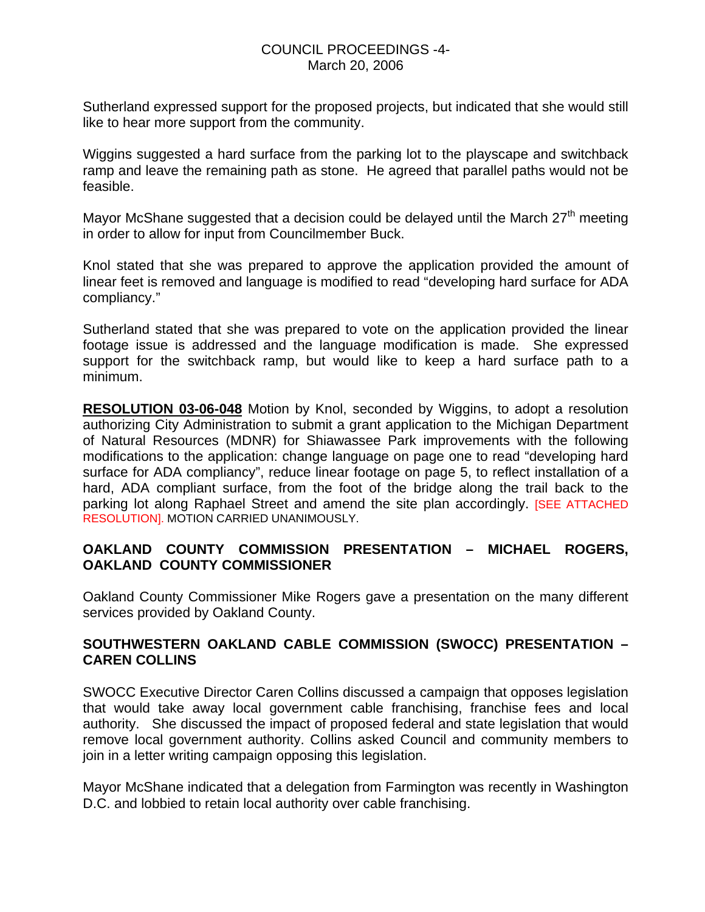Sutherland expressed support for the proposed projects, but indicated that she would still like to hear more support from the community.

Wiggins suggested a hard surface from the parking lot to the playscape and switchback ramp and leave the remaining path as stone. He agreed that parallel paths would not be feasible.

Mayor McShane suggested that a decision could be delayed until the March 27th meeting in order to allow for input from Councilmember Buck.

Knol stated that she was prepared to approve the application provided the amount of linear feet is removed and language is modified to read "developing hard surface for ADA compliancy."

Sutherland stated that she was prepared to vote on the application provided the linear footage issue is addressed and the language modification is made. She expressed support for the switchback ramp, but would like to keep a hard surface path to a minimum.

**RESOLUTION 03-06-048** Motion by Knol, seconded by Wiggins, to adopt a resolution authorizing City Administration to submit a grant application to the Michigan Department of Natural Resources (MDNR) for Shiawassee Park improvements with the following modifications to the application: change language on page one to read "developing hard surface for ADA compliancy", reduce linear footage on page 5, to reflect installation of a hard, ADA compliant surface, from the foot of the bridge along the trail back to the parking lot along Raphael Street and amend the site plan accordingly. [SEE ATTACHED RESOLUTION]. MOTION CARRIED UNANIMOUSLY.

## OAKLAND COUNTY COMMISSION PRESENTATION – MICHAEL ROGERS, OAKLAND COUNTY COMMISSIONER

Oakland County Commissioner Mike Rogers gave a presentation on the many different services provided by Oakland County.

## SOUTHWESTERN OAKLAND CABLE COMMISSION (SWOCC) PRESENTATION – CAREN COLLINS

SWOCC Executive Director Caren Collins discussed a campaign that opposes legislation that would take away local government cable franchising, franchise fees and local authority. She discussed the impact of proposed federal and state legislation that would remove local government authority. Collins asked Council and community members to join in a letter writing campaign opposing this legislation.

Mayor McShane indicated that a delegation from Farmington was recently in Washington D.C. and lobbied to retain local authority over cable franchising.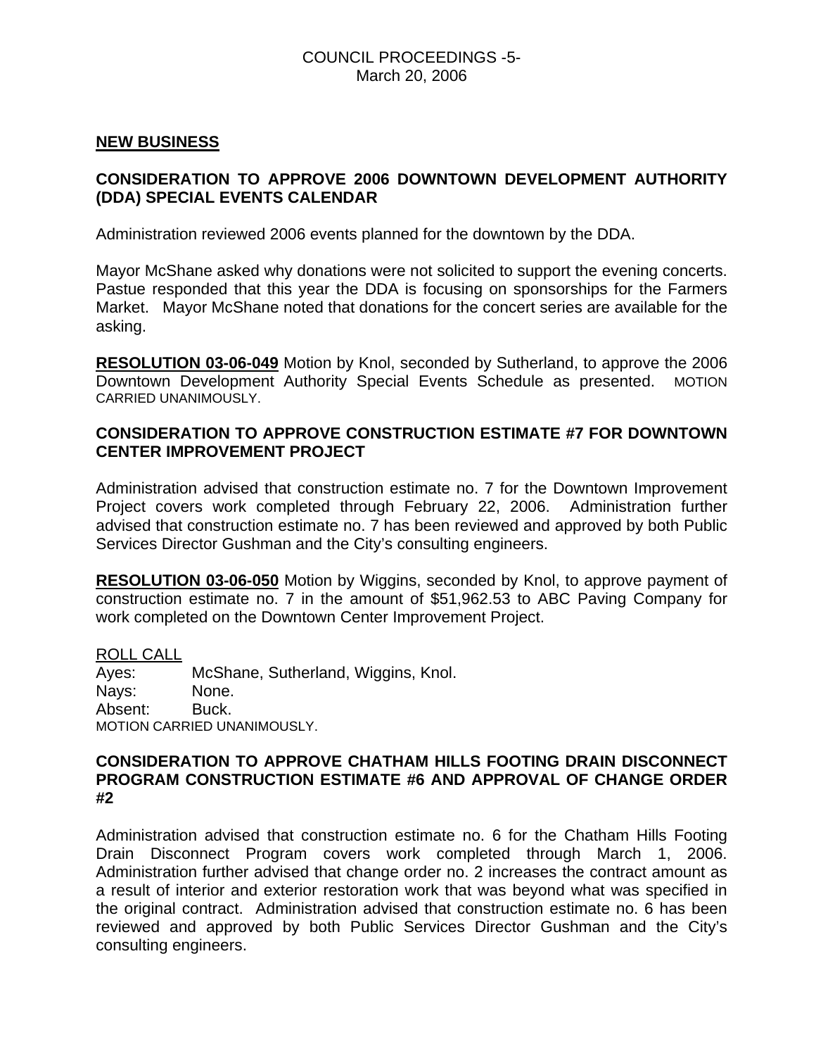## NEW BUSINESS

### CONSIDERATION TO APPROVE 2006 DOWNTOWN DEVELOPMENT AUTHORITY (DDA) SPECIAL EVENTS CALENDAR

Administration reviewed 2006 events planned for the downtown by the DDA.

Mayor McShane asked why donations were not solicited to support the evening concerts. Pastue responded that this year the DDA is focusing on sponsorships for the Farmers Market. Mayor McShane noted that donations for the concert series are available for the asking.

**RESOLUTION 03-06-049** Motion by Knol, seconded by Sutherland, to approve the 2006 Downtown Development Authority Special Events Schedule as presented. MOTION CARRIED UNANIMOUSLY.

### CONSIDERATION TO APPROVE CONSTRUCTION ESTIMATE #7 FOR DOWNTOWN CENTER IMPROVEMENT PROJECT

Administration advised that construction estimate no. 7 for the Downtown Improvement Project covers work completed through February 22, 2006. Administration further advised that construction estimate no. 7 has been reviewed and approved by both Public Services Director Gushman and the City's consulting engineers.

**RESOLUTION 03-06-050** Motion by Wiggins, seconded by Knol, to approve payment of construction estimate no. 7 in the amount of $51,962.53 to ABC Paving Company for work completed on the Downtown Center Improvement Project.

ROLL CALL
Ayes: McShane, Sutherland, Wiggins, Knol.
Nays: None.
Absent: Buck.
MOTION CARRIED UNANIMOUSLY.

### CONSIDERATION TO APPROVE CHATHAM HILLS FOOTING DRAIN DISCONNECT PROGRAM CONSTRUCTION ESTIMATE #6 AND APPROVAL OF CHANGE ORDER #2

Administration advised that construction estimate no. 6 for the Chatham Hills Footing Drain Disconnect Program covers work completed through March 1, 2006. Administration further advised that change order no. 2 increases the contract amount as a result of interior and exterior restoration work that was beyond what was specified in the original contract. Administration advised that construction estimate no. 6 has been reviewed and approved by both Public Services Director Gushman and the City's consulting engineers.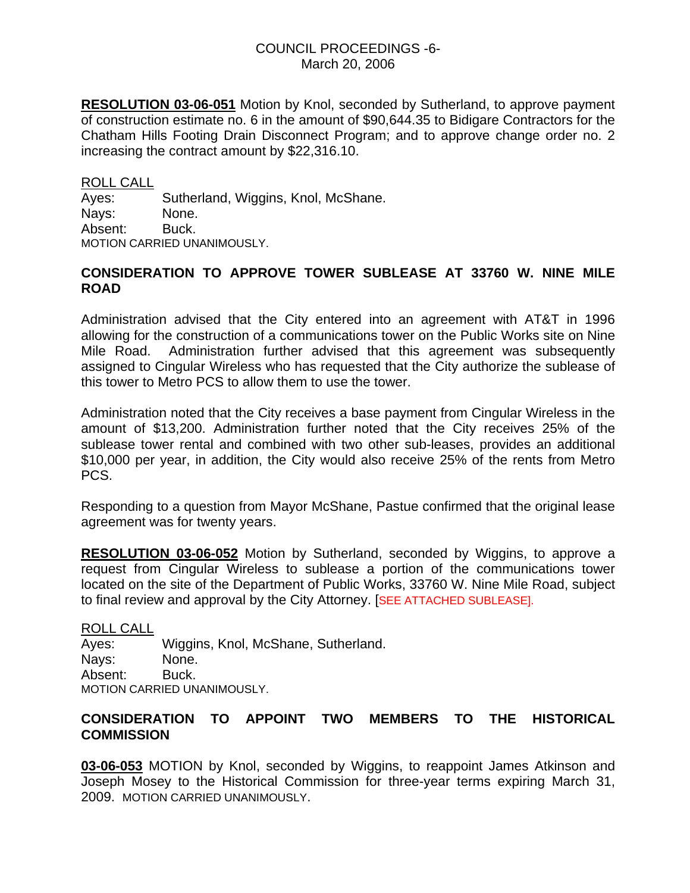**RESOLUTION 03-06-051** Motion by Knol, seconded by Sutherland, to approve payment of construction estimate no. 6 in the amount of $90,644.35 to Bidigare Contractors for the Chatham Hills Footing Drain Disconnect Program; and to approve change order no. 2 increasing the contract amount by $22,316.10.

ROLL CALL
Ayes: Sutherland, Wiggins, Knol, McShane.
Nays: None.
Absent: Buck.
MOTION CARRIED UNANIMOUSLY.

**CONSIDERATION TO APPROVE TOWER SUBLEASE AT 33760 W. NINE MILE ROAD**

Administration advised that the City entered into an agreement with AT&T in 1996 allowing for the construction of a communications tower on the Public Works site on Nine Mile Road. Administration further advised that this agreement was subsequently assigned to Cingular Wireless who has requested that the City authorize the sublease of this tower to Metro PCS to allow them to use the tower.

Administration noted that the City receives a base payment from Cingular Wireless in the amount of $13,200. Administration further noted that the City receives 25% of the sublease tower rental and combined with two other sub-leases, provides an additional $10,000 per year, in addition, the City would also receive 25% of the rents from Metro PCS.

Responding to a question from Mayor McShane, Pastue confirmed that the original lease agreement was for twenty years.

**RESOLUTION 03-06-052** Motion by Sutherland, seconded by Wiggins, to approve a request from Cingular Wireless to sublease a portion of the communications tower located on the site of the Department of Public Works, 33760 W. Nine Mile Road, subject to final review and approval by the City Attorney. [SEE ATTACHED SUBLEASE].

ROLL CALL
Ayes: Wiggins, Knol, McShane, Sutherland.
Nays: None.
Absent: Buck.
MOTION CARRIED UNANIMOUSLY.

**CONSIDERATION TO APPOINT TWO MEMBERS TO THE HISTORICAL COMMISSION**

**03-06-053** MOTION by Knol, seconded by Wiggins, to reappoint James Atkinson and Joseph Mosey to the Historical Commission for three-year terms expiring March 31, 2009. MOTION CARRIED UNANIMOUSLY.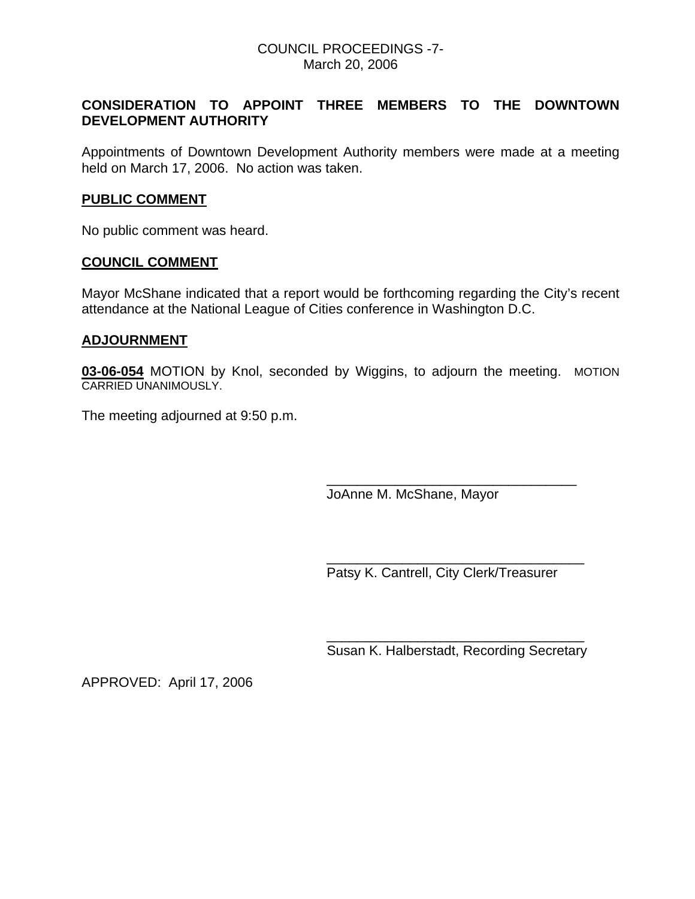**CONSIDERATION TO APPOINT THREE MEMBERS TO THE DOWNTOWN DEVELOPMENT AUTHORITY**

Appointments of Downtown Development Authority members were made at a meeting held on March 17, 2006. No action was taken.

**PUBLIC COMMENT**

No public comment was heard.

**COUNCIL COMMENT**

Mayor McShane indicated that a report would be forthcoming regarding the City's recent attendance at the National League of Cities conference in Washington D.C.

**ADJOURNMENT**

**03-06-054** MOTION by Knol, seconded by Wiggins, to adjourn the meeting. MOTION CARRIED UNANIMOUSLY.

The meeting adjourned at 9:50 p.m.

_________________________________
JoAnne M. McShane, Mayor

_________________________________
Patsy K. Cantrell, City Clerk/Treasurer

_________________________________
Susan K. Halberstadt, Recording Secretary

APPROVED: April 17, 2006